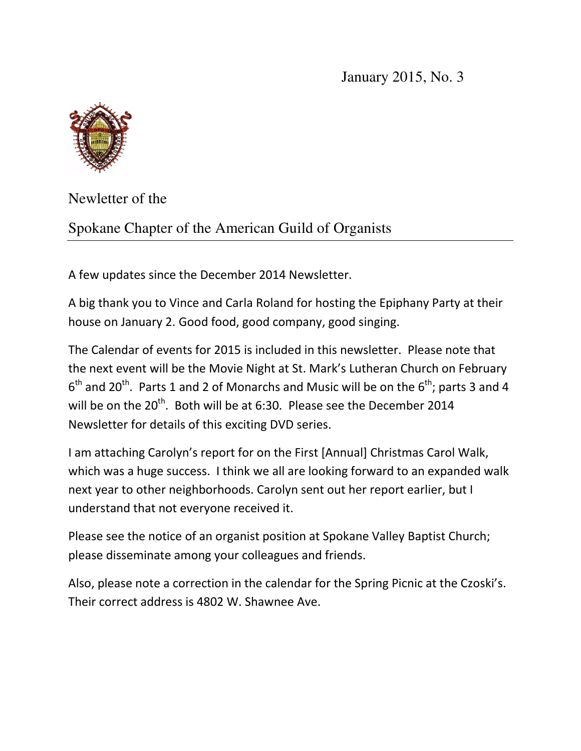January 2015, No. 3

Newletter of the

Spokane Chapter of the American Guild of Organists

A few updates since the December 2014 Newsletter.

A big thank you to Vince and Carla Roland for hosting the Epiphany Party at their house on January 2. Good food, good company, good singing.

The Calendar of events for 2015 is included in this newsletter. Please note that the next event will be the Movie Night at St. Mark's Lutheran Church on February 6th and 20th. Parts 1 and 2 of Monarchs and Music will be on the 6th; parts 3 and 4 will be on the 20th. Both will be at 6:30. Please see the December 2014 Newsletter for details of this exciting DVD series.

I am attaching Carolyn's report for on the First [Annual] Christmas Carol Walk, which was a huge success. I think we all are looking forward to an expanded walk next year to other neighborhoods. Carolyn sent out her report earlier, but I understand that not everyone received it.

Please see the notice of an organist position at Spokane Valley Baptist Church; please disseminate among your colleagues and friends.

Also, please note a correction in the calendar for the Spring Picnic at the Czoski's. Their correct address is 4802 W. Shawnee Ave.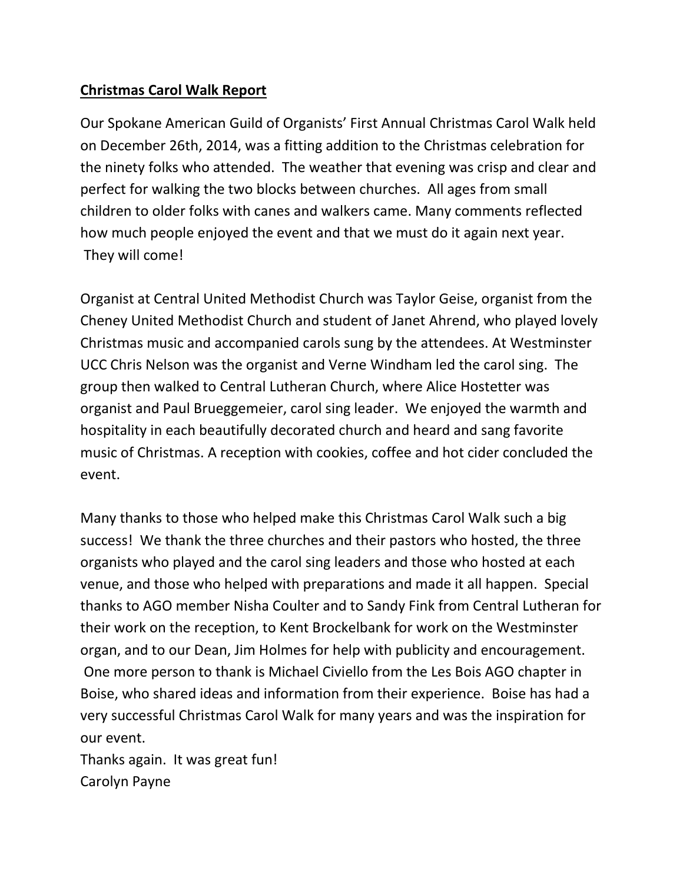**Christmas Carol Walk Report**

Our Spokane American Guild of Organists' First Annual Christmas Carol Walk held on December 26th, 2014, was a fitting addition to the Christmas celebration for the ninety folks who attended. The weather that evening was crisp and clear and perfect for walking the two blocks between churches. All ages from small children to older folks with canes and walkers came. Many comments reflected how much people enjoyed the event and that we must do it again next year. They will come!

Organist at Central United Methodist Church was Taylor Geise, organist from the Cheney United Methodist Church and student of Janet Ahrend, who played lovely Christmas music and accompanied carols sung by the attendees. At Westminster UCC Chris Nelson was the organist and Verne Windham led the carol sing. The group then walked to Central Lutheran Church, where Alice Hostetter was organist and Paul Brueggemeier, carol sing leader. We enjoyed the warmth and hospitality in each beautifully decorated church and heard and sang favorite music of Christmas. A reception with cookies, coffee and hot cider concluded the event.

Many thanks to those who helped make this Christmas Carol Walk such a big success! We thank the three churches and their pastors who hosted, the three organists who played and the carol sing leaders and those who hosted at each venue, and those who helped with preparations and made it all happen. Special thanks to AGO member Nisha Coulter and to Sandy Fink from Central Lutheran for their work on the reception, to Kent Brockelbank for work on the Westminster organ, and to our Dean, Jim Holmes for help with publicity and encouragement. One more person to thank is Michael Civiello from the Les Bois AGO chapter in Boise, who shared ideas and information from their experience. Boise has had a very successful Christmas Carol Walk for many years and was the inspiration for our event.

Thanks again. It was great fun!
Carolyn Payne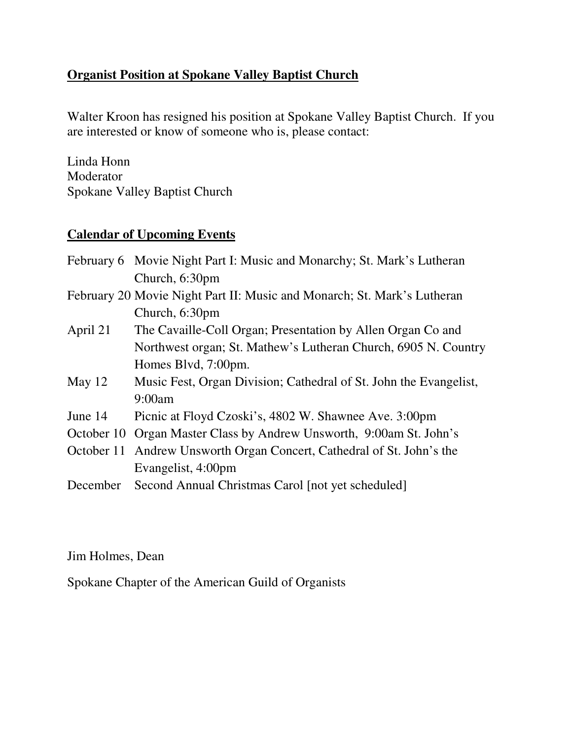**Organist Position at Spokane Valley Baptist Church**

Walter Kroon has resigned his position at Spokane Valley Baptist Church. If you are interested or know of someone who is, please contact:

Linda Honn
Moderator
Spokane Valley Baptist Church

**Calendar of Upcoming Events**

| | |
|---|---|
| February 6 | Movie Night Part I: Music and Monarchy; St. Mark's Lutheran Church, 6:30pm |
| February 20 | Movie Night Part II: Music and Monarch; St. Mark's Lutheran Church, 6:30pm |
| April 21 | The Cavaille-Coll Organ; Presentation by Allen Organ Co and Northwest organ; St. Mathew's Lutheran Church, 6905 N. Country Homes Blvd, 7:00pm. |
| May 12 | Music Fest, Organ Division; Cathedral of St. John the Evangelist, 9:00am |
| June 14 | Picnic at Floyd Czoski's, 4802 W. Shawnee Ave. 3:00pm |
| October 10 | Organ Master Class by Andrew Unsworth, 9:00am St. John's |
| October 11 | Andrew Unsworth Organ Concert, Cathedral of St. John's the Evangelist, 4:00pm |
| December | Second Annual Christmas Carol [not yet scheduled] |

Jim Holmes, Dean

Spokane Chapter of the American Guild of Organists